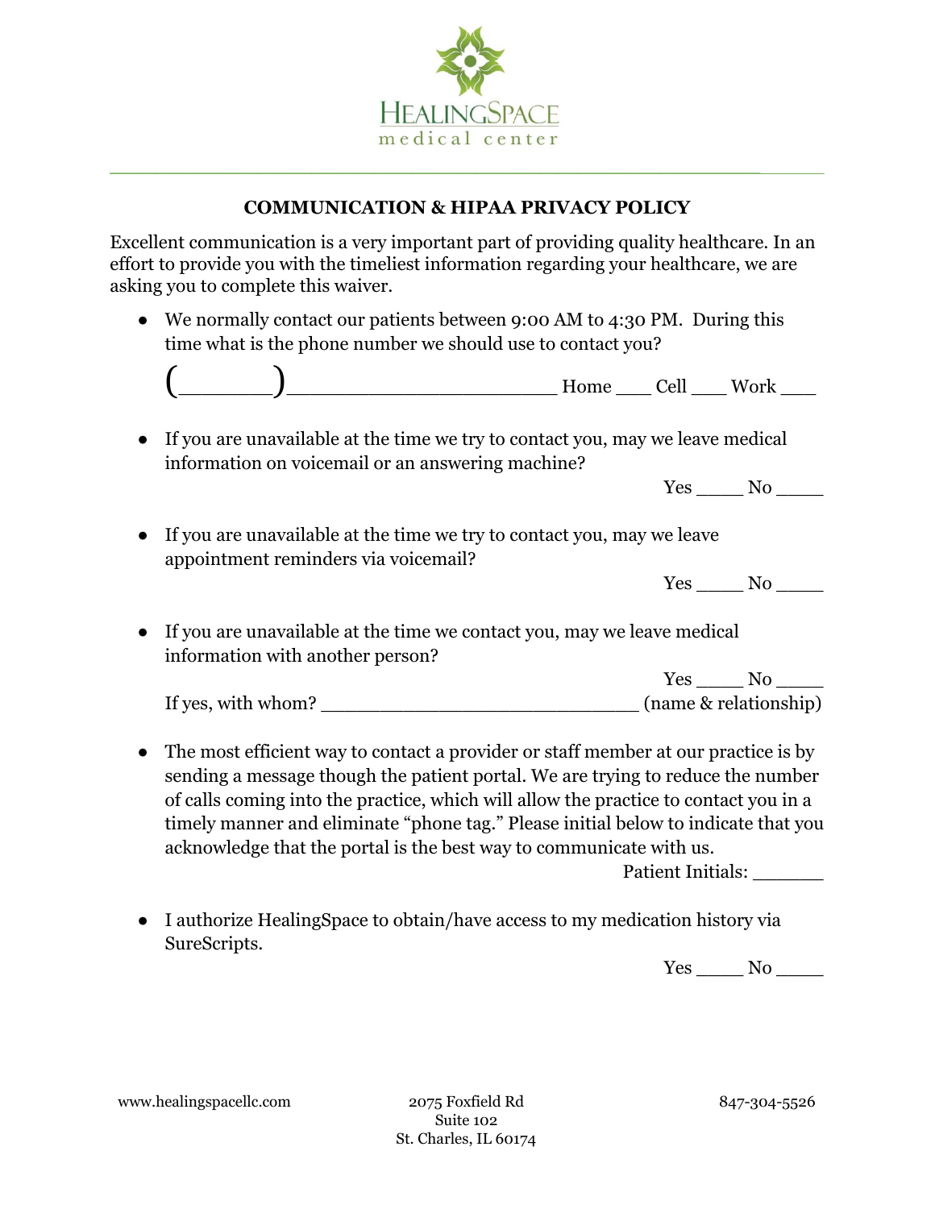HEALINGSPACE
medical center

## COMMUNICATION & HIPAA PRIVACY POLICY

Excellent communication is a very important part of providing quality healthcare. In an effort to provide you with the timeliest information regarding your healthcare, we are asking you to complete this waiver.

- We normally contact our patients between 9:00 AM to 4:30 PM. During this time what is the phone number we should use to contact you?

  (_______)______________________ Home ___ Cell ___ Work ___

- If you are unavailable at the time we try to contact you, may we leave medical information on voicemail or an answering machine?

  Yes _____ No _____

- If you are unavailable at the time we try to contact you, may we leave appointment reminders via voicemail?

  Yes _____ No _____

- If you are unavailable at the time we contact you, may we leave medical information with another person?

  Yes _____ No _____

  If yes, with whom? ____________________________ (name & relationship)

- The most efficient way to contact a provider or staff member at our practice is by sending a message though the patient portal. We are trying to reduce the number of calls coming into the practice, which will allow the practice to contact you in a timely manner and eliminate "phone tag." Please initial below to indicate that you acknowledge that the portal is the best way to communicate with us.

  Patient Initials: _______

- I authorize HealingSpace to obtain/have access to my medication history via SureScripts.

  Yes _____ No _____

www.healingspacellc.com

2075 Foxfield Rd
Suite 102
St. Charles, IL 60174

847-304-5526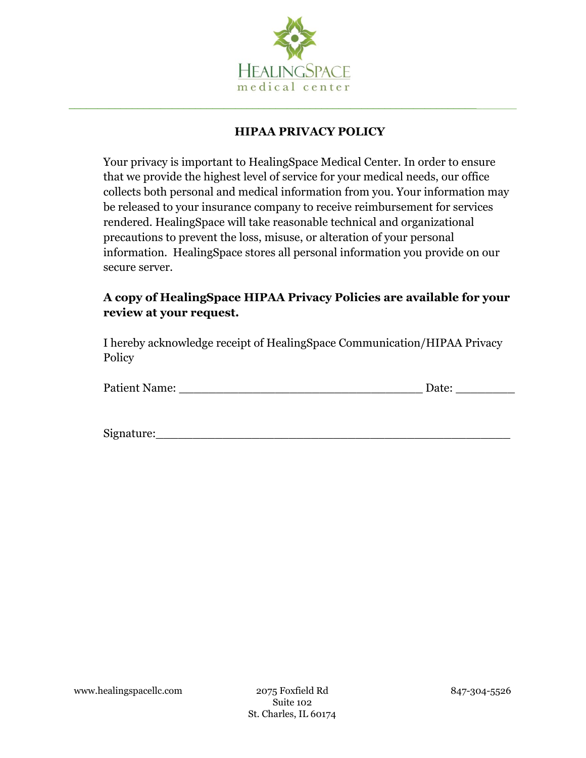HEALINGSPACE
medical center

## HIPAA PRIVACY POLICY

Your privacy is important to HealingSpace Medical Center. In order to ensure that we provide the highest level of service for your medical needs, our office collects both personal and medical information from you. Your information may be released to your insurance company to receive reimbursement for services rendered. HealingSpace will take reasonable technical and organizational precautions to prevent the loss, misuse, or alteration of your personal information. HealingSpace stores all personal information you provide on our secure server.

**A copy of HealingSpace HIPAA Privacy Policies are available for your review at your request.**

I hereby acknowledge receipt of HealingSpace Communication/HIPAA Privacy Policy

Patient Name: ___________________________________ Date: ________

Signature:_________________________________________________

www.healingspacellc.com

2075 Foxfield Rd
Suite 102
St. Charles, IL 60174

847-304-5526